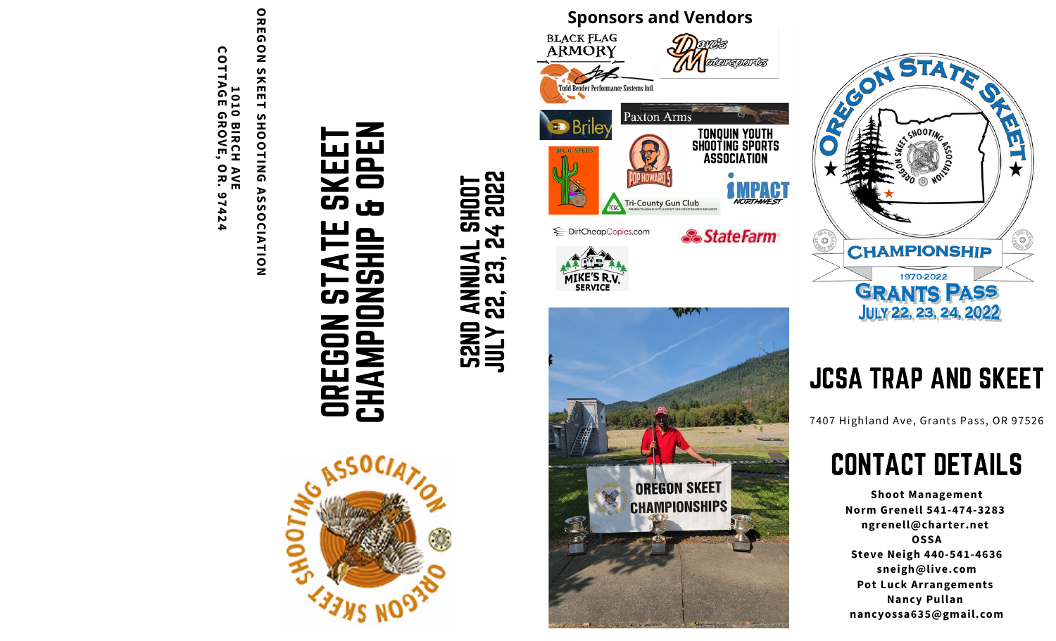OREGON SKEET SHOOTING ASSOCIATION
1010 BIRCH AVE
COTTAGE GROVE, OR. 97424

# OREGON STATE SKEET CHAMPIONSHIP & OPEN

## 52ND ANNUAL SHOOT
## JULY 22, 23, 24 2022

## Sponsors and Vendors

Black Flag Armory
Todd Bender Performance Systems Intl.
Dave's Motorsports
Briley
Paxton Arms
Big O' Spuds
Pop Howard's
Tonquin Youth Shooting Sports Association
Tri-County Gun Club
Impact Northwest
DirtCheapCopies.com
State Farm
Mike's R.V. Service

Oregon State Skeet
Championship
1970-2022
Grants Pass
July 22, 23, 24, 2022

# JCSA TRAP AND SKEET

7407 Highland Ave, Grants Pass, OR 97526

# CONTACT DETAILS

**Shoot Management**
**Norm Grenell 541-474-3283**
**ngrenell@charter.net**
**OSSA**
**Steve Neigh 440-541-4636**
**sneigh@live.com**
**Pot Luck Arrangements**
**Nancy Pullan**
**nancyossa635@gmail.com**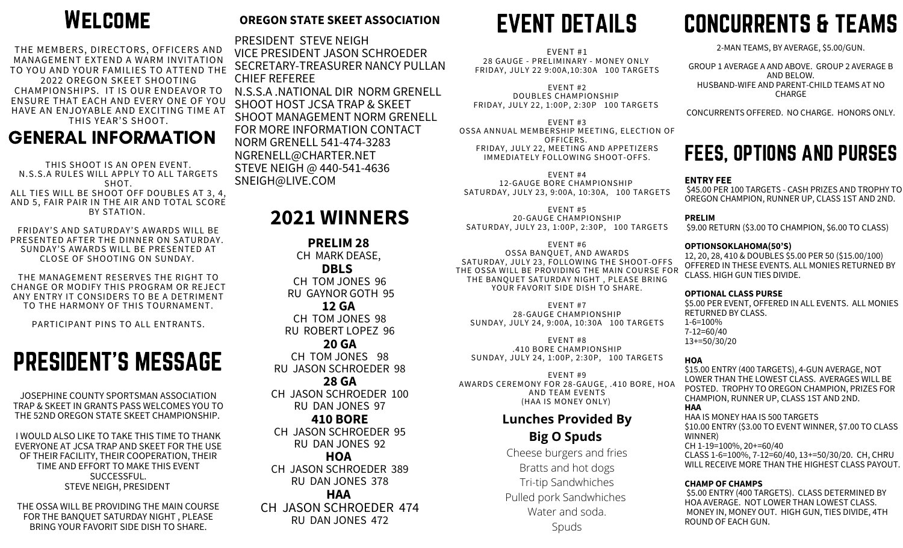# WELCOME

THE MEMBERS, DIRECTORS, OFFICERS AND MANAGEMENT EXTEND A WARM INVITATION TO YOU AND YOUR FAMILIES TO ATTEND THE 2022 OREGON SKEET SHOOTING CHAMPIONSHIPS. IT IS OUR ENDEAVOR TO ENSURE THAT EACH AND EVERY ONE OF YOU HAVE AN ENJOYABLE AND EXCITING TIME AT THIS YEAR'S SHOOT.

# GENERAL INFORMATION

THIS SHOOT IS AN OPEN EVENT.
N.S.S.A RULES WILL APPLY TO ALL TARGETS SHOT.
ALL TIES WILL BE SHOOT OFF DOUBLES AT 3, 4, AND 5, FAIR PAIR IN THE AIR AND TOTAL SCORE BY STATION.

FRIDAY'S AND SATURDAY'S AWARDS WILL BE PRESENTED AFTER THE DINNER ON SATURDAY. SUNDAY'S AWARDS WILL BE PRESENTED AT CLOSE OF SHOOTING ON SUNDAY.

THE MANAGEMENT RESERVES THE RIGHT TO CHANGE OR MODIFY THIS PROGRAM OR REJECT ANY ENTRY IT CONSIDERS TO BE A DETRIMENT TO THE HARMONY OF THIS TOURNAMENT.

PARTICIPANT PINS TO ALL ENTRANTS.

# PRESIDENT'S MESSAGE

JOSEPHINE COUNTY SPORTSMAN ASSOCIATION TRAP & SKEET IN GRANTS PASS WELCOMES YOU TO THE 52ND OREGON STATE SKEET CHAMPIONSHIP.

I WOULD ALSO LIKE TO TAKE THIS TIME TO THANK EVERYONE AT JCSA TRAP AND SKEET FOR THE USE OF THEIR FACILITY, THEIR COOPERATION, THEIR TIME AND EFFORT TO MAKE THIS EVENT SUCCESSFUL.
STEVE NEIGH, PRESIDENT

THE OSSA WILL BE PROVIDING THE MAIN COURSE FOR THE BANQUET SATURDAY NIGHT , PLEASE BRING YOUR FAVORIT SIDE DISH TO SHARE.

## OREGON STATE SKEET ASSOCIATION

PRESIDENT STEVE NEIGH
VICE PRESIDENT JASON SCHROEDER
SECRETARY-TREASURER NANCY PULLAN
CHIEF REFEREE
N.S.S.A .NATIONAL DIR NORM GRENELL
SHOOT HOST JCSA TRAP & SKEET
SHOOT MANAGEMENT NORM GRENELL
FOR MORE INFORMATION CONTACT
NORM GRENELL 541-474-3283
NGRENELL@CHARTER.NET
STEVE NEIGH @ 440-541-4636
SNEIGH@LIVE.COM

# 2021 WINNERS

**PRELIM 28**
CH MARK DEASE,

**DBLS**
CH TOM JONES 96
RU GAYNOR GOTH 95

**12 GA**
CH TOM JONES 98
RU ROBERT LOPEZ 96

**20 GA**
CH TOM JONES 98
RU JASON SCHROEDER 98

**28 GA**
CH JASON SCHROEDER 100
RU DAN JONES 97

**410 BORE**
CH JASON SCHROEDER 95
RU DAN JONES 92

**HOA**
CH JASON SCHROEDER 389
RU DAN JONES 378

**HAA**
CH JASON SCHROEDER 474
RU DAN JONES 472

# EVENT DETAILS

EVENT #1
28 GAUGE - PRELIMINARY - MONEY ONLY
FRIDAY, JULY 22 9:00A,10:30A 100 TARGETS

EVENT #2
DOUBLES CHAMPIONSHIP
FRIDAY, JULY 22, 1:00P, 2:30P 100 TARGETS

EVENT #3
OSSA ANNUAL MEMBERSHIP MEETING, ELECTION OF OFFICERS.
FRIDAY, JULY 22, MEETING AND APPETIZERS IMMEDIATELY FOLLOWING SHOOT-OFFS.

EVENT #4
12-GAUGE BORE CHAMPIONSHIP
SATURDAY, JULY 23, 9:00A, 10:30A, 100 TARGETS

EVENT #5
20-GAUGE CHAMPIONSHIP
SATURDAY, JULY 23, 1:00P, 2:30P, 100 TARGETS

EVENT #6
OSSA BANQUET, AND AWARDS
SATURDAY, JULY 23, FOLLOWING THE SHOOT-OFFS
THE OSSA WILL BE PROVIDING THE MAIN COURSE FOR THE BANQUET SATURDAY NIGHT , PLEASE BRING YOUR FAVORIT SIDE DISH TO SHARE.

EVENT #7
28-GAUGE CHAMPIONSHIP
SUNDAY, JULY 24, 9:00A, 10:30A 100 TARGETS

EVENT #8
.410 BORE CHAMPIONSHIP
SUNDAY, JULY 24, 1:00P, 2:30P, 100 TARGETS

EVENT #9
AWARDS CEREMONY FOR 28-GAUGE, .410 BORE, HOA AND TEAM EVENTS
(HAA IS MONEY ONLY)

## Lunches Provided By Big O Spuds

Cheese burgers and fries
Bratts and hot dogs
Tri-tip Sandwhiches
Pulled pork Sandwhiches
Water and soda.
Spuds

# CONCURRENTS & TEAMS

2-MAN TEAMS, BY AVERAGE, $5.00/GUN.

GROUP 1 AVERAGE A AND ABOVE. GROUP 2 AVERAGE B AND BELOW.
HUSBAND-WIFE AND PARENT-CHILD TEAMS AT NO CHARGE

CONCURRENTS OFFERED. NO CHARGE. HONORS ONLY.

# FEES, OPTIONS AND PURSES

**ENTRY FEE**
$45.00 PER 100 TARGETS - CASH PRIZES AND TROPHY TO OREGON CHAMPION, RUNNER UP, CLASS 1ST AND 2ND.

**PRELIM**
$9.00 RETURN ($3.00 TO CHAMPION, $6.00 TO CLASS)

**OPTIONSOKLAHOMA(50'S)**
12, 20, 28, 410 & DOUBLES $5.00 PER 50 ($15.00/100) OFFERED IN THESE EVENTS. ALL MONIES RETURNED BY CLASS. HIGH GUN TIES DIVIDE.

**OPTIONAL CLASS PURSE**
$5.00 PER EVENT, OFFERED IN ALL EVENTS. ALL MONIES RETURNED BY CLASS.
1-6=100%
7-12=60/40
13+=50/30/20

**HOA**
$15.00 ENTRY (400 TARGETS), 4-GUN AVERAGE, NOT LOWER THAN THE LOWEST CLASS. AVERAGES WILL BE POSTED. TROPHY TO OREGON CHAMPION, PRIZES FOR CHAMPION, RUNNER UP, CLASS 1ST AND 2ND.

**HAA**
HAA IS MONEY HAA IS 500 TARGETS
$10.00 ENTRY ($3.00 TO EVENT WINNER, $7.00 TO CLASS WINNER)
CH 1-19=100%, 20+=60/40
CLASS 1-6=100%, 7-12=60/40, 13+=50/30/20. CH, CHRU WILL RECEIVE MORE THAN THE HIGHEST CLASS PAYOUT.

**CHAMP OF CHAMPS**
$5.00 ENTRY (400 TARGETS). CLASS DETERMINED BY HOA AVERAGE. NOT LOWER THAN LOWEST CLASS. MONEY IN, MONEY OUT. HIGH GUN, TIES DIVIDE, 4TH ROUND OF EACH GUN.